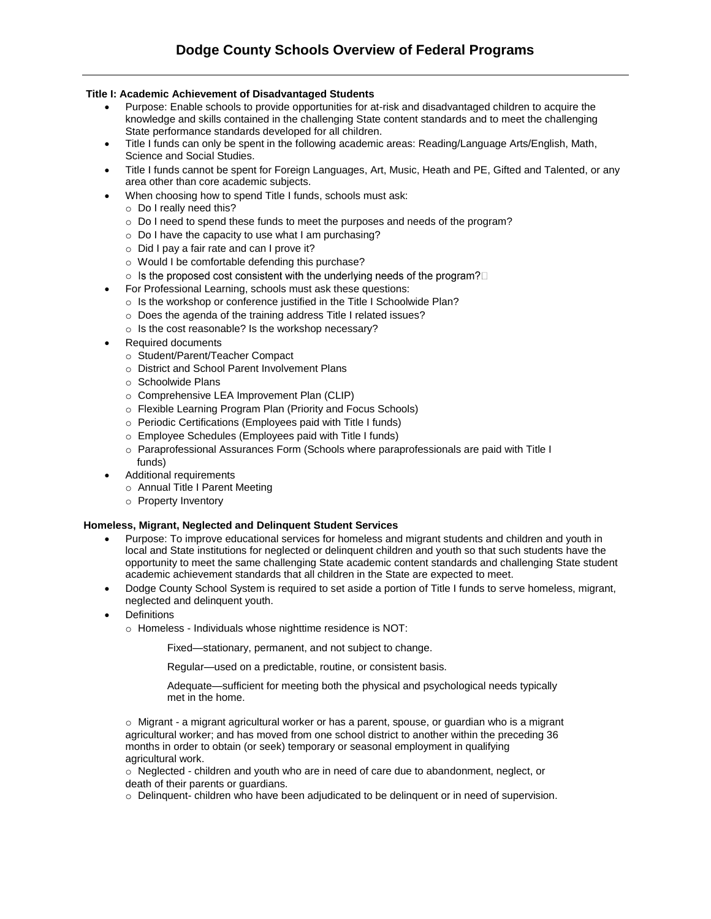# Dodge County Schools Overview of Federal Programs

---

**Title I: Academic Achievement of Disadvantaged Students**

- Purpose: Enable schools to provide opportunities for at-risk and disadvantaged children to acquire the knowledge and skills contained in the challenging State content standards and to meet the challenging State performance standards developed for all children.
- Title I funds can only be spent in the following academic areas: Reading/Language Arts/English, Math, Science and Social Studies.
- Title I funds cannot be spent for Foreign Languages, Art, Music, Heath and PE, Gifted and Talented, or any area other than core academic subjects.
- When choosing how to spend Title I funds, schools must ask:
  - Do I really need this?
  - Do I need to spend these funds to meet the purposes and needs of the program?
  - Do I have the capacity to use what I am purchasing?
  - Did I pay a fair rate and can I prove it?
  - Would I be comfortable defending this purchase?
  - Is the proposed cost consistent with the underlying needs of the program?
- For Professional Learning, schools must ask these questions:
  - Is the workshop or conference justified in the Title I Schoolwide Plan?
  - Does the agenda of the training address Title I related issues?
  - Is the cost reasonable? Is the workshop necessary?
- Required documents
  - Student/Parent/Teacher Compact
  - District and School Parent Involvement Plans
  - Schoolwide Plans
  - Comprehensive LEA Improvement Plan (CLIP)
  - Flexible Learning Program Plan (Priority and Focus Schools)
  - Periodic Certifications (Employees paid with Title I funds)
  - Employee Schedules (Employees paid with Title I funds)
  - Paraprofessional Assurances Form (Schools where paraprofessionals are paid with Title I funds)
- Additional requirements
  - Annual Title I Parent Meeting
  - Property Inventory

**Homeless, Migrant, Neglected and Delinquent Student Services**

- Purpose: To improve educational services for homeless and migrant students and children and youth in local and State institutions for neglected or delinquent children and youth so that such students have the opportunity to meet the same challenging State academic content standards and challenging State student academic achievement standards that all children in the State are expected to meet.
- Dodge County School System is required to set aside a portion of Title I funds to serve homeless, migrant, neglected and delinquent youth.
- Definitions
  - Homeless - Individuals whose nighttime residence is NOT:

    Fixed—stationary, permanent, and not subject to change.

    Regular—used on a predictable, routine, or consistent basis.

    Adequate—sufficient for meeting both the physical and psychological needs typically met in the home.

  - Migrant - a migrant agricultural worker or has a parent, spouse, or guardian who is a migrant agricultural worker; and has moved from one school district to another within the preceding 36 months in order to obtain (or seek) temporary or seasonal employment in qualifying agricultural work.
  - Neglected - children and youth who are in need of care due to abandonment, neglect, or death of their parents or guardians.
  - Delinquent- children who have been adjudicated to be delinquent or in need of supervision.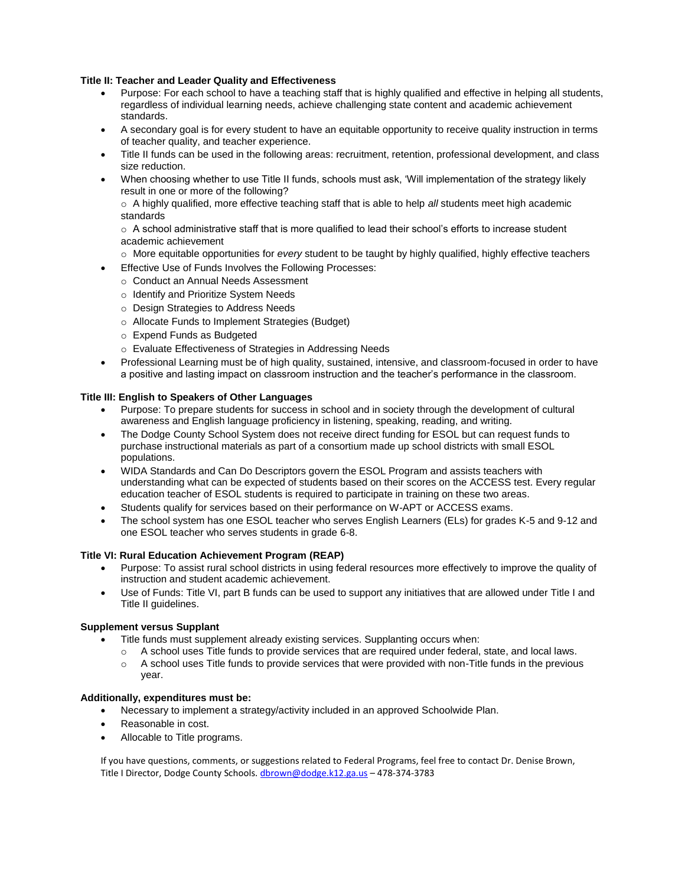**Title II: Teacher and Leader Quality and Effectiveness**

- Purpose: For each school to have a teaching staff that is highly qualified and effective in helping all students, regardless of individual learning needs, achieve challenging state content and academic achievement standards.
- A secondary goal is for every student to have an equitable opportunity to receive quality instruction in terms of teacher quality, and teacher experience.
- Title II funds can be used in the following areas: recruitment, retention, professional development, and class size reduction.
- When choosing whether to use Title II funds, schools must ask, 'Will implementation of the strategy likely result in one or more of the following?
  - A highly qualified, more effective teaching staff that is able to help *all* students meet high academic standards
  - A school administrative staff that is more qualified to lead their school's efforts to increase student academic achievement
  - More equitable opportunities for *every* student to be taught by highly qualified, highly effective teachers
- Effective Use of Funds Involves the Following Processes:
  - Conduct an Annual Needs Assessment
  - Identify and Prioritize System Needs
  - Design Strategies to Address Needs
  - Allocate Funds to Implement Strategies (Budget)
  - Expend Funds as Budgeted
  - Evaluate Effectiveness of Strategies in Addressing Needs
- Professional Learning must be of high quality, sustained, intensive, and classroom-focused in order to have a positive and lasting impact on classroom instruction and the teacher's performance in the classroom.

**Title III: English to Speakers of Other Languages**

- Purpose: To prepare students for success in school and in society through the development of cultural awareness and English language proficiency in listening, speaking, reading, and writing.
- The Dodge County School System does not receive direct funding for ESOL but can request funds to purchase instructional materials as part of a consortium made up school districts with small ESOL populations.
- WIDA Standards and Can Do Descriptors govern the ESOL Program and assists teachers with understanding what can be expected of students based on their scores on the ACCESS test. Every regular education teacher of ESOL students is required to participate in training on these two areas.
- Students qualify for services based on their performance on W-APT or ACCESS exams.
- The school system has one ESOL teacher who serves English Learners (ELs) for grades K-5 and 9-12 and one ESOL teacher who serves students in grade 6-8.

**Title VI: Rural Education Achievement Program (REAP)**

- Purpose: To assist rural school districts in using federal resources more effectively to improve the quality of instruction and student academic achievement.
- Use of Funds: Title VI, part B funds can be used to support any initiatives that are allowed under Title I and Title II guidelines.

**Supplement versus Supplant**

- Title funds must supplement already existing services. Supplanting occurs when:
  - A school uses Title funds to provide services that are required under federal, state, and local laws.
  - A school uses Title funds to provide services that were provided with non-Title funds in the previous year.

**Additionally, expenditures must be:**

- Necessary to implement a strategy/activity included in an approved Schoolwide Plan.
- Reasonable in cost.
- Allocable to Title programs.

If you have questions, comments, or suggestions related to Federal Programs, feel free to contact Dr. Denise Brown, Title I Director, Dodge County Schools. dbrown@dodge.k12.ga.us – 478-374-3783